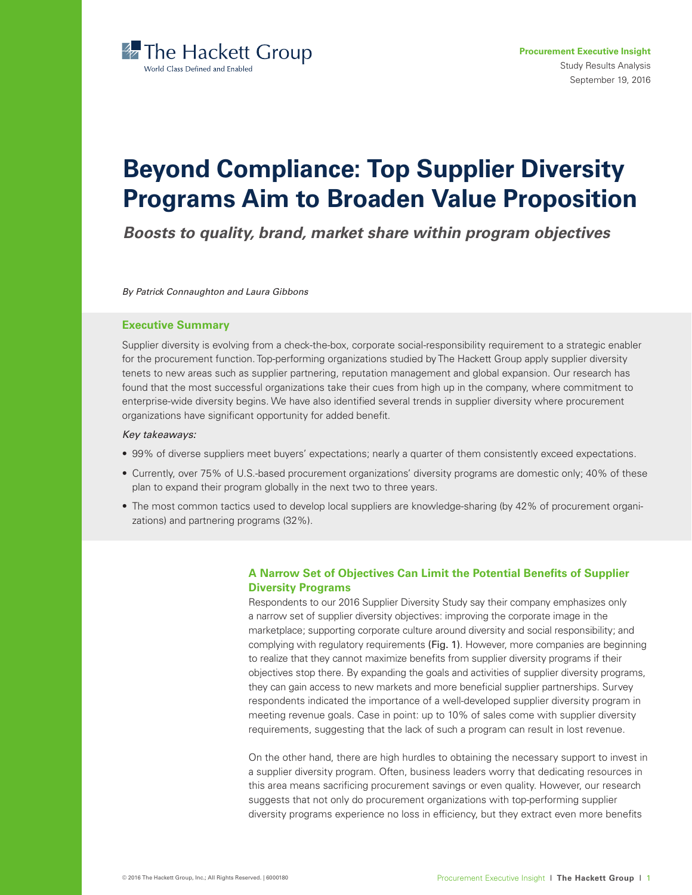The Hackett Group
World Class Defined and Enabled

**Procurement Executive Insight**
Study Results Analysis
September 19, 2016

# Beyond Compliance: Top Supplier Diversity Programs Aim to Broaden Value Proposition

***Boosts to quality, brand, market share within program objectives***

*By Patrick Connaughton and Laura Gibbons*

## Executive Summary

Supplier diversity is evolving from a check-the-box, corporate social-responsibility requirement to a strategic enabler for the procurement function. Top-performing organizations studied by The Hackett Group apply supplier diversity tenets to new areas such as supplier partnering, reputation management and global expansion. Our research has found that the most successful organizations take their cues from high up in the company, where commitment to enterprise-wide diversity begins. We have also identified several trends in supplier diversity where procurement organizations have significant opportunity for added benefit.

*Key takeaways:*

- 99% of diverse suppliers meet buyers' expectations; nearly a quarter of them consistently exceed expectations.
- Currently, over 75% of U.S.-based procurement organizations' diversity programs are domestic only; 40% of these plan to expand their program globally in the next two to three years.
- The most common tactics used to develop local suppliers are knowledge-sharing (by 42% of procurement organizations) and partnering programs (32%).

## A Narrow Set of Objectives Can Limit the Potential Benefits of Supplier Diversity Programs

Respondents to our 2016 Supplier Diversity Study say their company emphasizes only a narrow set of supplier diversity objectives: improving the corporate image in the marketplace; supporting corporate culture around diversity and social responsibility; and complying with regulatory requirements (Fig. 1). However, more companies are beginning to realize that they cannot maximize benefits from supplier diversity programs if their objectives stop there. By expanding the goals and activities of supplier diversity programs, they can gain access to new markets and more beneficial supplier partnerships. Survey respondents indicated the importance of a well-developed supplier diversity program in meeting revenue goals. Case in point: up to 10% of sales come with supplier diversity requirements, suggesting that the lack of such a program can result in lost revenue.

On the other hand, there are high hurdles to obtaining the necessary support to invest in a supplier diversity program. Often, business leaders worry that dedicating resources in this area means sacrificing procurement savings or even quality. However, our research suggests that not only do procurement organizations with top-performing supplier diversity programs experience no loss in efficiency, but they extract even more benefits

© 2016 The Hackett Group, Inc.; All Rights Reserved. | 6000180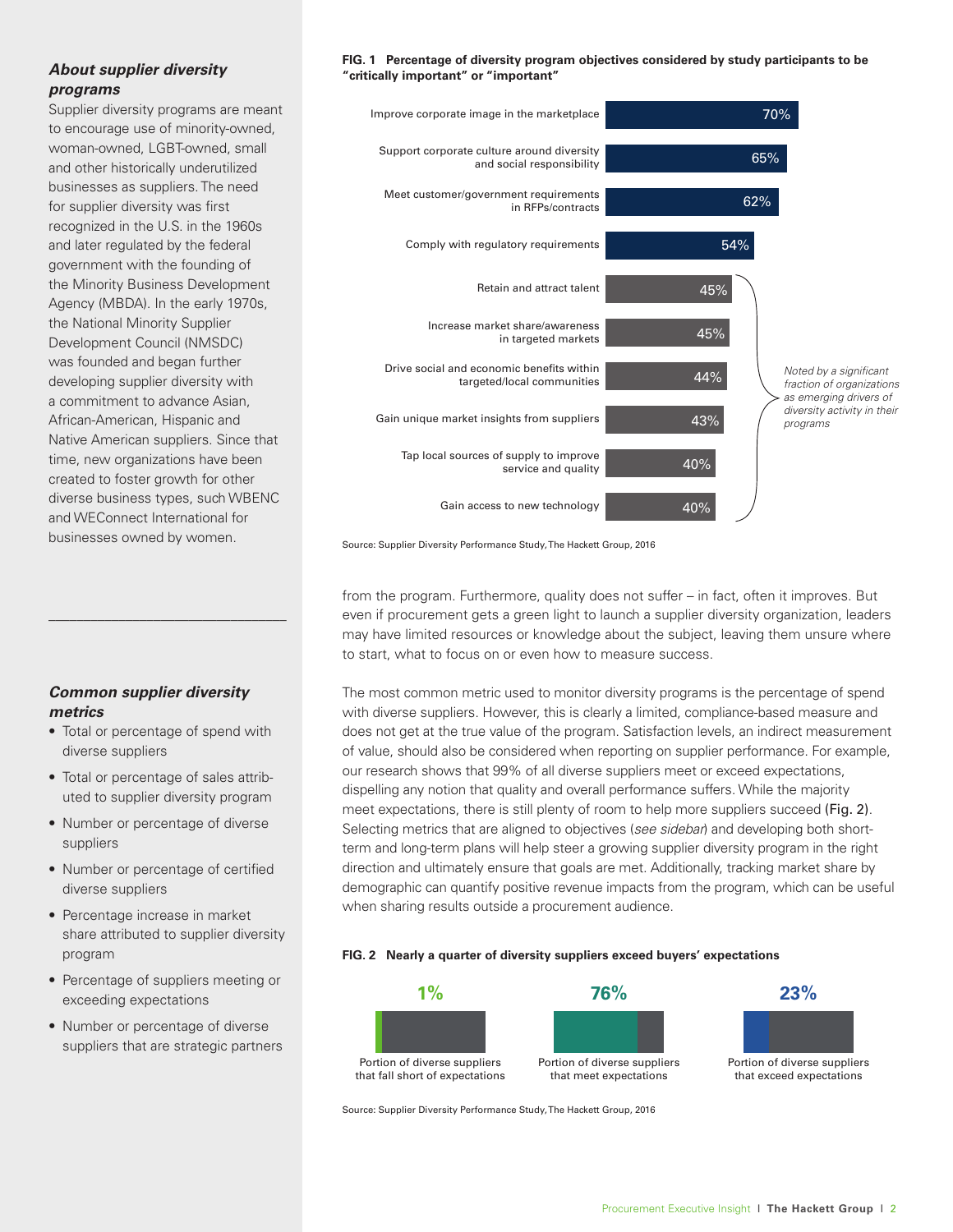### *About supplier diversity programs*

Supplier diversity programs are meant to encourage use of minority-owned, woman-owned, LGBT-owned, small and other historically underutilized businesses as suppliers. The need for supplier diversity was first recognized in the U.S. in the 1960s and later regulated by the federal government with the founding of the Minority Business Development Agency (MBDA). In the early 1970s, the National Minority Supplier Development Council (NMSDC) was founded and began further developing supplier diversity with a commitment to advance Asian, African-American, Hispanic and Native American suppliers. Since that time, new organizations have been created to foster growth for other diverse business types, such WBENC and WEConnect International for businesses owned by women.

### *Common supplier diversity metrics*

- Total or percentage of spend with diverse suppliers
- Total or percentage of sales attributed to supplier diversity program
- Number or percentage of diverse suppliers
- Number or percentage of certified diverse suppliers
- Percentage increase in market share attributed to supplier diversity program
- Percentage of suppliers meeting or exceeding expectations
- Number or percentage of diverse suppliers that are strategic partners

**FIG. 1 Percentage of diversity program objectives considered by study participants to be "critically important" or "important"**

| Objective | Percentage |
|---|---|
| Improve corporate image in the marketplace | 70% |
| Support corporate culture around diversity and social responsibility | 65% |
| Meet customer/government requirements in RFPs/contracts | 62% |
| Comply with regulatory requirements | 54% |
| Retain and attract talent | 45% |
| Increase market share/awareness in targeted markets | 45% |
| Drive social and economic benefits within targeted/local communities | 44% |
| Gain unique market insights from suppliers | 43% |
| Tap local sources of supply to improve service and quality | 40% |
| Gain access to new technology | 40% |

*Noted by a significant fraction of organizations as emerging drivers of diversity activity in their programs* (applies to "Retain and attract talent" through "Gain access to new technology")

Source: Supplier Diversity Performance Study, The Hackett Group, 2016

from the program. Furthermore, quality does not suffer – in fact, often it improves. But even if procurement gets a green light to launch a supplier diversity organization, leaders may have limited resources or knowledge about the subject, leaving them unsure where to start, what to focus on or even how to measure success.

The most common metric used to monitor diversity programs is the percentage of spend with diverse suppliers. However, this is clearly a limited, compliance-based measure and does not get at the true value of the program. Satisfaction levels, an indirect measurement of value, should also be considered when reporting on supplier performance. For example, our research shows that 99% of all diverse suppliers meet or exceed expectations, dispelling any notion that quality and overall performance suffers. While the majority meet expectations, there is still plenty of room to help more suppliers succeed (Fig. 2). Selecting metrics that are aligned to objectives (*see sidebar*) and developing both short-term and long-term plans will help steer a growing supplier diversity program in the right direction and ultimately ensure that goals are met. Additionally, tracking market share by demographic can quantify positive revenue impacts from the program, which can be useful when sharing results outside a procurement audience.

**FIG. 2 Nearly a quarter of diversity suppliers exceed buyers' expectations**

| Portion of diverse suppliers that fall short of expectations | Portion of diverse suppliers that meet expectations | Portion of diverse suppliers that exceed expectations |
|---|---|---|
| 1% | 76% | 23% |

Source: Supplier Diversity Performance Study, The Hackett Group, 2016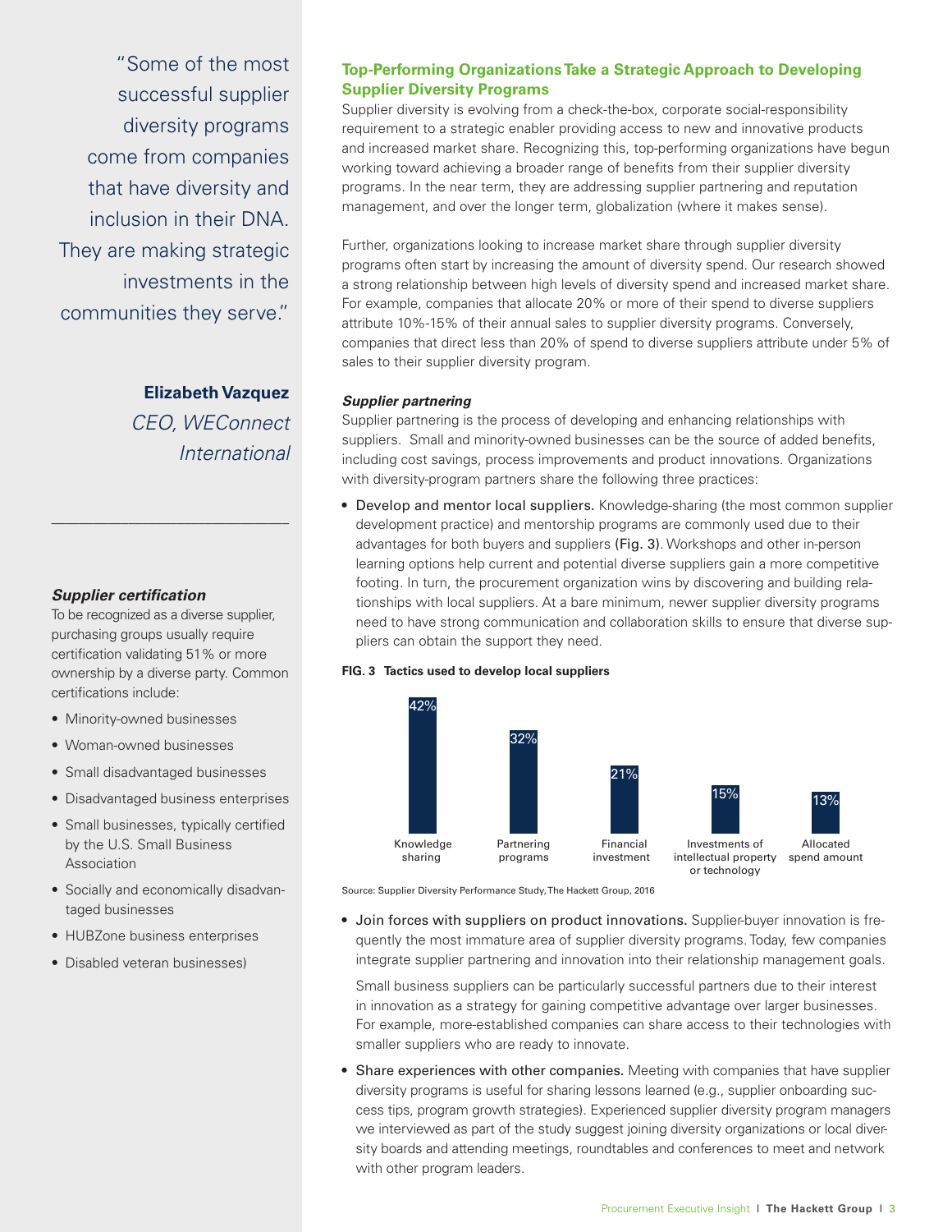## Top-Performing Organizations Take a Strategic Approach to Developing Supplier Diversity Programs

Supplier diversity is evolving from a check-the-box, corporate social-responsibility requirement to a strategic enabler providing access to new and innovative products and increased market share. Recognizing this, top-performing organizations have begun working toward achieving a broader range of benefits from their supplier diversity programs. In the near term, they are addressing supplier partnering and reputation management, and over the longer term, globalization (where it makes sense).

Further, organizations looking to increase market share through supplier diversity programs often start by increasing the amount of diversity spend. Our research showed a strong relationship between high levels of diversity spend and increased market share. For example, companies that allocate 20% or more of their spend to diverse suppliers attribute 10%-15% of their annual sales to supplier diversity programs. Conversely, companies that direct less than 20% of spend to diverse suppliers attribute under 5% of sales to their supplier diversity program.

### *Supplier partnering*

Supplier partnering is the process of developing and enhancing relationships with suppliers. Small and minority-owned businesses can be the source of added benefits, including cost savings, process improvements and product innovations. Organizations with diversity-program partners share the following three practices:

- Develop and mentor local suppliers. Knowledge-sharing (the most common supplier development practice) and mentorship programs are commonly used due to their advantages for both buyers and suppliers (Fig. 3). Workshops and other in-person learning options help current and potential diverse suppliers gain a more competitive footing. In turn, the procurement organization wins by discovering and building relationships with local suppliers. At a bare minimum, newer supplier diversity programs need to have strong communication and collaboration skills to ensure that diverse suppliers can obtain the support they need.

**FIG. 3 Tactics used to develop local suppliers**

| Tactic | Percentage |
|---|---|
| Knowledge sharing | 42% |
| Partnering programs | 32% |
| Financial investment | 21% |
| Investments of intellectual property or technology | 15% |
| Allocated spend amount | 13% |

Source: Supplier Diversity Performance Study, The Hackett Group, 2016

- Join forces with suppliers on product innovations. Supplier-buyer innovation is frequently the most immature area of supplier diversity programs. Today, few companies integrate supplier partnering and innovation into their relationship management goals.

  Small business suppliers can be particularly successful partners due to their interest in innovation as a strategy for gaining competitive advantage over larger businesses. For example, more-established companies can share access to their technologies with smaller suppliers who are ready to innovate.

- Share experiences with other companies. Meeting with companies that have supplier diversity programs is useful for sharing lessons learned (e.g., supplier onboarding success tips, program growth strategies). Experienced supplier diversity program managers we interviewed as part of the study suggest joining diversity organizations or local diversity boards and attending meetings, roundtables and conferences to meet and network with other program leaders.

"Some of the most successful supplier diversity programs come from companies that have diversity and inclusion in their DNA. They are making strategic investments in the communities they serve."

**Elizabeth Vazquez**
*CEO, WEConnect International*

---

### *Supplier certification*

To be recognized as a diverse supplier, purchasing groups usually require certification validating 51% or more ownership by a diverse party. Common certifications include:

- Minority-owned businesses
- Woman-owned businesses
- Small disadvantaged businesses
- Disadvantaged business enterprises
- Small businesses, typically certified by the U.S. Small Business Association
- Socially and economically disadvantaged businesses
- HUBZone business enterprises
- Disabled veteran businesses)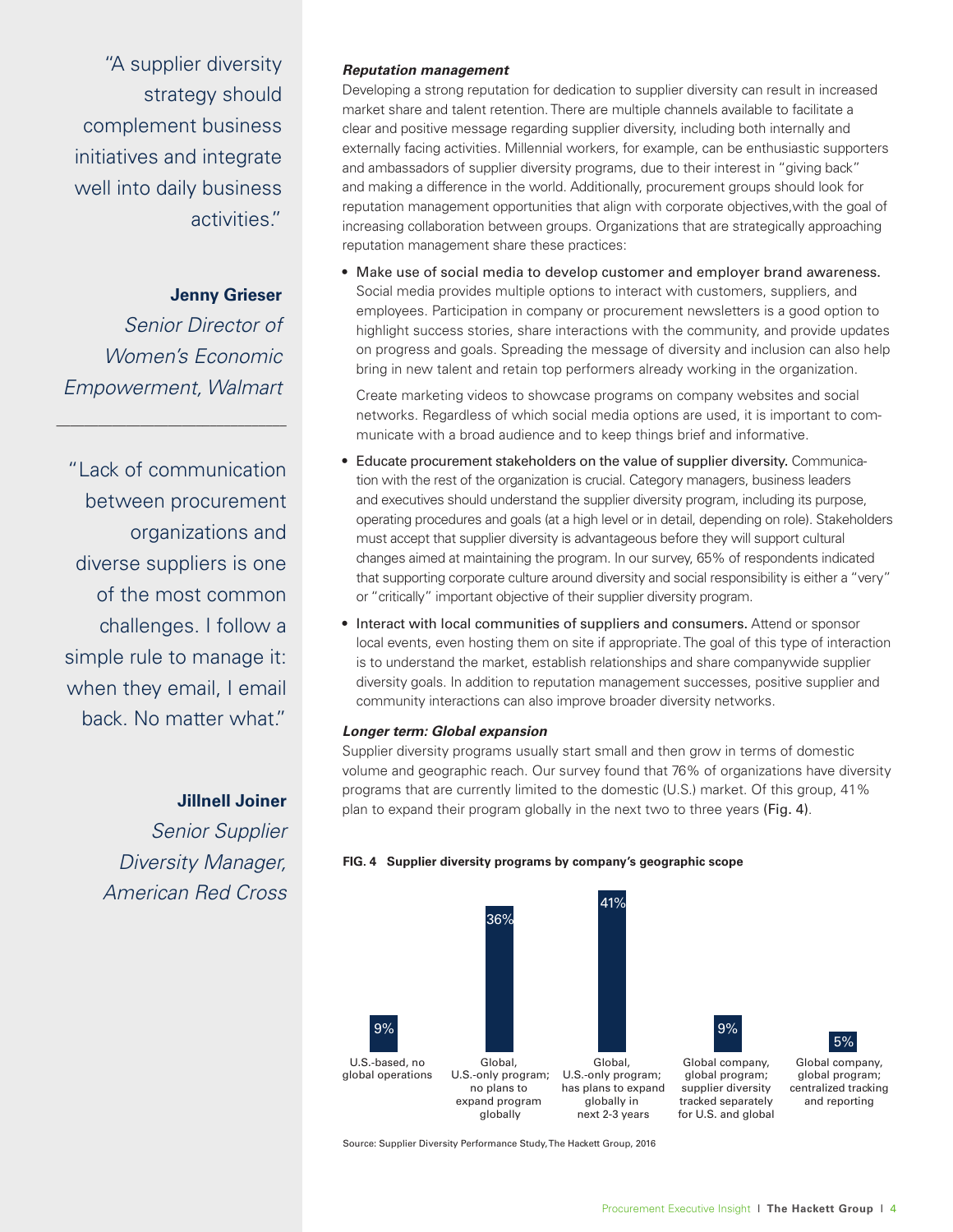"A supplier diversity strategy should complement business initiatives and integrate well into daily business activities."

**Jenny Grieser**
*Senior Director of Women's Economic Empowerment, Walmart*

---

"Lack of communication between procurement organizations and diverse suppliers is one of the most common challenges. I follow a simple rule to manage it: when they email, I email back. No matter what."

**Jillnell Joiner**
*Senior Supplier Diversity Manager, American Red Cross*

### *Reputation management*

Developing a strong reputation for dedication to supplier diversity can result in increased market share and talent retention. There are multiple channels available to facilitate a clear and positive message regarding supplier diversity, including both internally and externally facing activities. Millennial workers, for example, can be enthusiastic supporters and ambassadors of supplier diversity programs, due to their interest in "giving back" and making a difference in the world. Additionally, procurement groups should look for reputation management opportunities that align with corporate objectives,with the goal of increasing collaboration between groups. Organizations that are strategically approaching reputation management share these practices:

- Make use of social media to develop customer and employer brand awareness. Social media provides multiple options to interact with customers, suppliers, and employees. Participation in company or procurement newsletters is a good option to highlight success stories, share interactions with the community, and provide updates on progress and goals. Spreading the message of diversity and inclusion can also help bring in new talent and retain top performers already working in the organization.

  Create marketing videos to showcase programs on company websites and social networks. Regardless of which social media options are used, it is important to communicate with a broad audience and to keep things brief and informative.

- Educate procurement stakeholders on the value of supplier diversity. Communication with the rest of the organization is crucial. Category managers, business leaders and executives should understand the supplier diversity program, including its purpose, operating procedures and goals (at a high level or in detail, depending on role). Stakeholders must accept that supplier diversity is advantageous before they will support cultural changes aimed at maintaining the program. In our survey, 65% of respondents indicated that supporting corporate culture around diversity and social responsibility is either a "very" or "critically" important objective of their supplier diversity program.

- Interact with local communities of suppliers and consumers. Attend or sponsor local events, even hosting them on site if appropriate. The goal of this type of interaction is to understand the market, establish relationships and share companywide supplier diversity goals. In addition to reputation management successes, positive supplier and community interactions can also improve broader diversity networks.

### *Longer term: Global expansion*

Supplier diversity programs usually start small and then grow in terms of domestic volume and geographic reach. Our survey found that 76% of organizations have diversity programs that are currently limited to the domestic (U.S.) market. Of this group, 41% plan to expand their program globally in the next two to three years (Fig. 4).

**FIG. 4 Supplier diversity programs by company's geographic scope**

| Category | Percentage |
|---|---|
| U.S.-based, no global operations | 9% |
| Global, U.S.-only program; no plans to expand program globally | 36% |
| Global, U.S.-only program; has plans to expand globally in next 2-3 years | 41% |
| Global company, global program; supplier diversity tracked separately for U.S. and global | 9% |
| Global company, global program; centralized tracking and reporting | 5% |

Source: Supplier Diversity Performance Study, The Hackett Group, 2016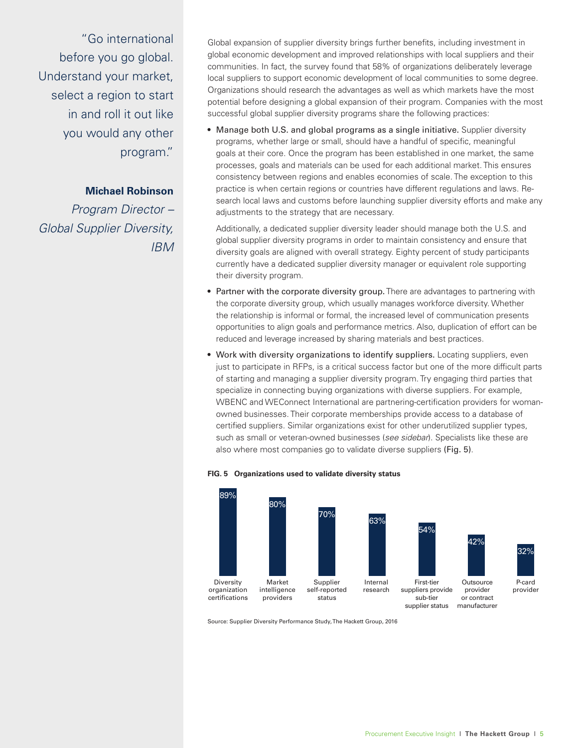> "Go international before you go global. Understand your market, select a region to start in and roll it out like you would any other program."
>
> **Michael Robinson**
> *Program Director – Global Supplier Diversity, IBM*

Global expansion of supplier diversity brings further benefits, including investment in global economic development and improved relationships with local suppliers and their communities. In fact, the survey found that 58% of organizations deliberately leverage local suppliers to support economic development of local communities to some degree. Organizations should research the advantages as well as which markets have the most potential before designing a global expansion of their program. Companies with the most successful global supplier diversity programs share the following practices:

- Manage both U.S. and global programs as a single initiative. Supplier diversity programs, whether large or small, should have a handful of specific, meaningful goals at their core. Once the program has been established in one market, the same processes, goals and materials can be used for each additional market. This ensures consistency between regions and enables economies of scale. The exception to this practice is when certain regions or countries have different regulations and laws. Research local laws and customs before launching supplier diversity efforts and make any adjustments to the strategy that are necessary.

  Additionally, a dedicated supplier diversity leader should manage both the U.S. and global supplier diversity programs in order to maintain consistency and ensure that diversity goals are aligned with overall strategy. Eighty percent of study participants currently have a dedicated supplier diversity manager or equivalent role supporting their diversity program.

- Partner with the corporate diversity group. There are advantages to partnering with the corporate diversity group, which usually manages workforce diversity. Whether the relationship is informal or formal, the increased level of communication presents opportunities to align goals and performance metrics. Also, duplication of effort can be reduced and leverage increased by sharing materials and best practices.

- Work with diversity organizations to identify suppliers. Locating suppliers, even just to participate in RFPs, is a critical success factor but one of the more difficult parts of starting and managing a supplier diversity program. Try engaging third parties that specialize in connecting buying organizations with diverse suppliers. For example, WBENC and WEConnect International are partnering-certification providers for woman-owned businesses. Their corporate memberships provide access to a database of certified suppliers. Similar organizations exist for other underutilized supplier types, such as small or veteran-owned businesses (*see sidebar*). Specialists like these are also where most companies go to validate diverse suppliers (Fig. 5).

**FIG. 5 Organizations used to validate diversity status**

| Organization | Percentage |
|---|---|
| Diversity organization certifications | 89% |
| Market intelligence providers | 80% |
| Supplier self-reported status | 70% |
| Internal research | 63% |
| First-tier suppliers provide sub-tier supplier status | 54% |
| Outsource provider or contract manufacturer | 42% |
| P-card provider | 32% |

Source: Supplier Diversity Performance Study, The Hackett Group, 2016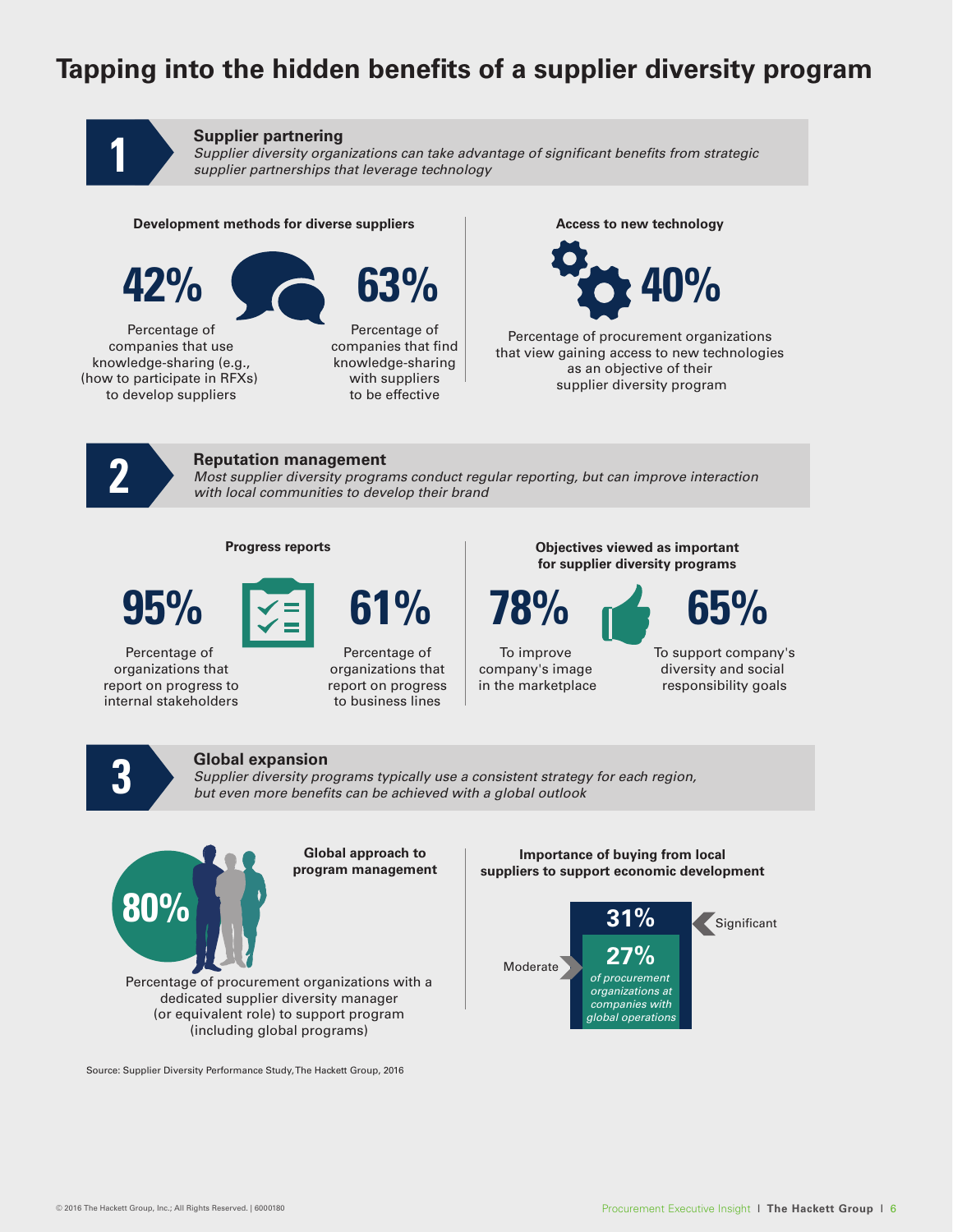# Tapping into the hidden benefits of a supplier diversity program

## 1 Supplier partnering

*Supplier diversity organizations can take advantage of significant benefits from strategic supplier partnerships that leverage technology*

### Development methods for diverse suppliers

**42%**

Percentage of companies that use knowledge-sharing (e.g., (how to participate in RFXs) to develop suppliers

**63%**

Percentage of companies that find knowledge-sharing with suppliers to be effective

### Access to new technology

**40%**

Percentage of procurement organizations that view gaining access to new technologies as an objective of their supplier diversity program

## 2 Reputation management

*Most supplier diversity programs conduct regular reporting, but can improve interaction with local communities to develop their brand*

### Progress reports

**95%**

Percentage of organizations that report on progress to internal stakeholders

**61%**

Percentage of organizations that report on progress to business lines

### Objectives viewed as important for supplier diversity programs

**78%**

To improve company's image in the marketplace

**65%**

To support company's diversity and social responsibility goals

## 3 Global expansion

*Supplier diversity programs typically use a consistent strategy for each region, but even more benefits can be achieved with a global outlook*

### Global approach to program management

**80%**

Percentage of procurement organizations with a dedicated supplier diversity manager (or equivalent role) to support program (including global programs)

### Importance of buying from local suppliers to support economic development

**31%** Significant

**27%** Moderate

*of procurement organizations at companies with global operations*

Source: Supplier Diversity Performance Study, The Hackett Group, 2016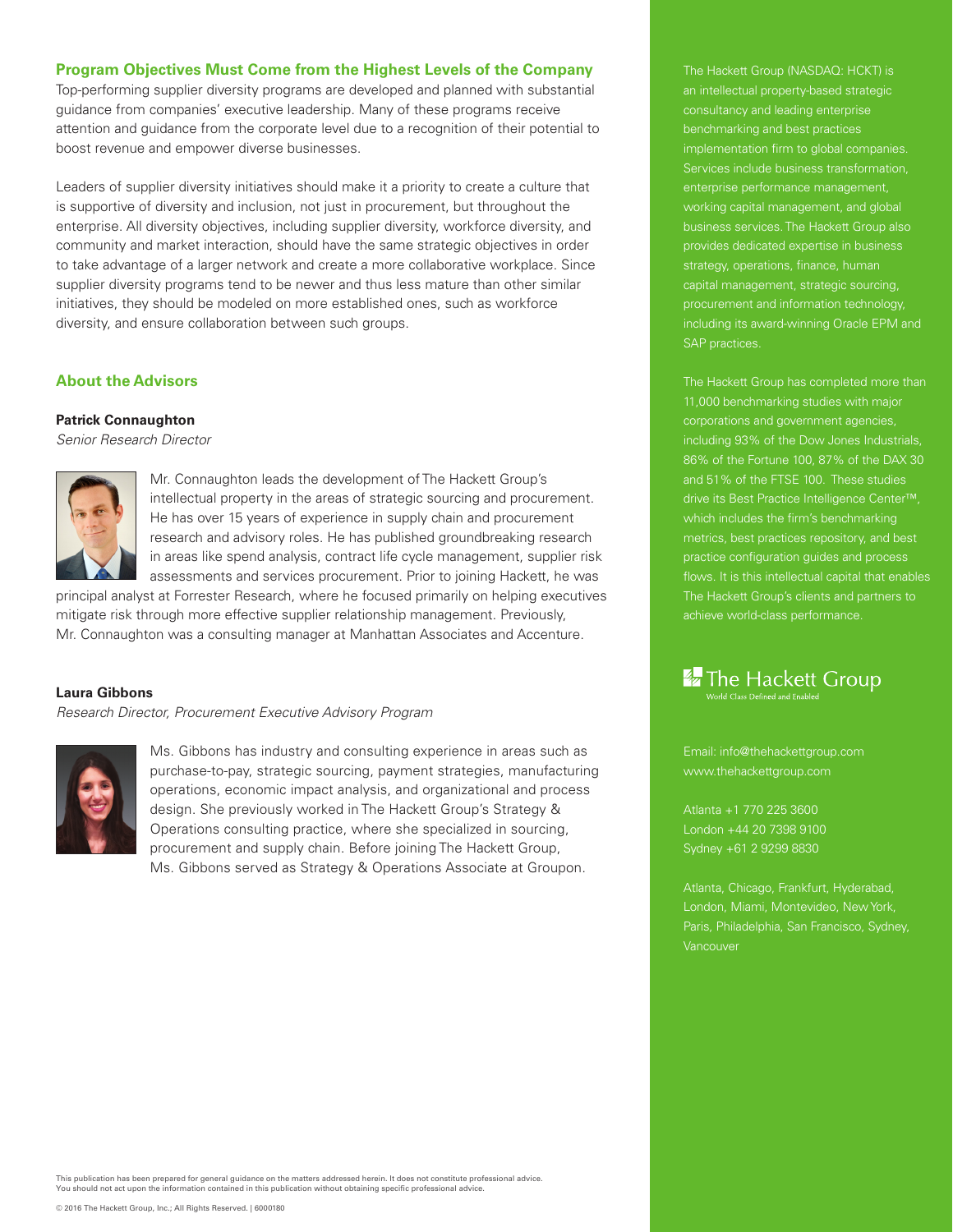## Program Objectives Must Come from the Highest Levels of the Company

Top-performing supplier diversity programs are developed and planned with substantial guidance from companies' executive leadership. Many of these programs receive attention and guidance from the corporate level due to a recognition of their potential to boost revenue and empower diverse businesses.

Leaders of supplier diversity initiatives should make it a priority to create a culture that is supportive of diversity and inclusion, not just in procurement, but throughout the enterprise. All diversity objectives, including supplier diversity, workforce diversity, and community and market interaction, should have the same strategic objectives in order to take advantage of a larger network and create a more collaborative workplace. Since supplier diversity programs tend to be newer and thus less mature than other similar initiatives, they should be modeled on more established ones, such as workforce diversity, and ensure collaboration between such groups.

## About the Advisors

**Patrick Connaughton**
*Senior Research Director*

Mr. Connaughton leads the development of The Hackett Group's intellectual property in the areas of strategic sourcing and procurement. He has over 15 years of experience in supply chain and procurement research and advisory roles. He has published groundbreaking research in areas like spend analysis, contract life cycle management, supplier risk assessments and services procurement. Prior to joining Hackett, he was principal analyst at Forrester Research, where he focused primarily on helping executives mitigate risk through more effective supplier relationship management. Previously, Mr. Connaughton was a consulting manager at Manhattan Associates and Accenture.

**Laura Gibbons**
*Research Director, Procurement Executive Advisory Program*

Ms. Gibbons has industry and consulting experience in areas such as purchase-to-pay, strategic sourcing, payment strategies, manufacturing operations, economic impact analysis, and organizational and process design. She previously worked in The Hackett Group's Strategy & Operations consulting practice, where she specialized in sourcing, procurement and supply chain. Before joining The Hackett Group, Ms. Gibbons served as Strategy & Operations Associate at Groupon.

The Hackett Group (NASDAQ: HCKT) is an intellectual property-based strategic consultancy and leading enterprise benchmarking and best practices implementation firm to global companies. Services include business transformation, enterprise performance management, working capital management, and global business services. The Hackett Group also provides dedicated expertise in business strategy, operations, finance, human capital management, strategic sourcing, procurement and information technology, including its award-winning Oracle EPM and SAP practices.

The Hackett Group has completed more than 11,000 benchmarking studies with major corporations and government agencies, including 93% of the Dow Jones Industrials, 86% of the Fortune 100, 87% of the DAX 30 and 51% of the FTSE 100. These studies drive its Best Practice Intelligence Center™, which includes the firm's benchmarking metrics, best practices repository, and best practice configuration guides and process flows. It is this intellectual capital that enables The Hackett Group's clients and partners to achieve world-class performance.

The Hackett Group
World Class Defined and Enabled

Email: info@thehackettgroup.com
www.thehackettgroup.com

Atlanta +1 770 225 3600
London +44 20 7398 9100
Sydney +61 2 9299 8830

Atlanta, Chicago, Frankfurt, Hyderabad, London, Miami, Montevideo, New York, Paris, Philadelphia, San Francisco, Sydney, Vancouver

This publication has been prepared for general guidance on the matters addressed herein. It does not constitute professional advice. You should not act upon the information contained in this publication without obtaining specific professional advice.

© 2016 The Hackett Group, Inc.; All Rights Reserved. | 6000180